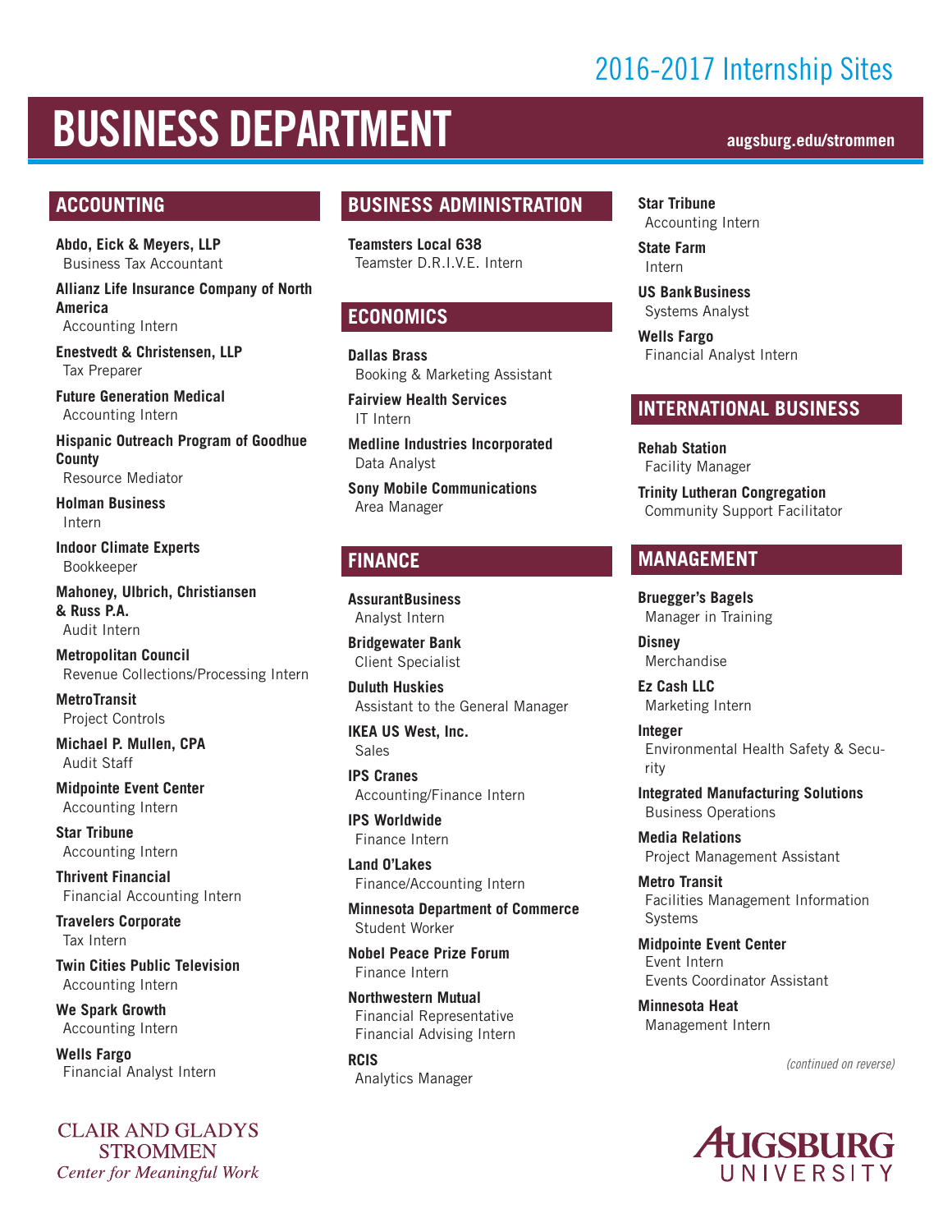2016-2017 Internship Sites

# BUSINESS DEPARTMENT

augsburg.edu/strommen

## ACCOUNTING

**Abdo, Eick & Meyers, LLP**
Business Tax Accountant

**Allianz Life Insurance Company of North America**
Accounting Intern

**Enestvedt & Christensen, LLP**
Tax Preparer

**Future Generation Medical**
Accounting Intern

**Hispanic Outreach Program of Goodhue County**
Resource Mediator

**Holman Business**
Intern

**Indoor Climate Experts**
Bookkeeper

**Mahoney, Ulbrich, Christiansen & Russ P.A.**
Audit Intern

**Metropolitan Council**
Revenue Collections/Processing Intern

**MetroTransit**
Project Controls

**Michael P. Mullen, CPA**
Audit Staff

**Midpointe Event Center**
Accounting Intern

**Star Tribune**
Accounting Intern

**Thrivent Financial**
Financial Accounting Intern

**Travelers Corporate**
Tax Intern

**Twin Cities Public Television**
Accounting Intern

**We Spark Growth**
Accounting Intern

**Wells Fargo**
Financial Analyst Intern

## BUSINESS ADMINISTRATION

**Teamsters Local 638**
Teamster D.R.I.V.E. Intern

## ECONOMICS

**Dallas Brass**
Booking & Marketing Assistant

**Fairview Health Services**
IT Intern

**Medline Industries Incorporated**
Data Analyst

**Sony Mobile Communications**
Area Manager

## FINANCE

**AssurantBusiness**
Analyst Intern

**Bridgewater Bank**
Client Specialist

**Duluth Huskies**
Assistant to the General Manager

**IKEA US West, Inc.**
Sales

**IPS Cranes**
Accounting/Finance Intern

**IPS Worldwide**
Finance Intern

**Land O'Lakes**
Finance/Accounting Intern

**Minnesota Department of Commerce**
Student Worker

**Nobel Peace Prize Forum**
Finance Intern

**Northwestern Mutual**
Financial Representative
Financial Advising Intern

**RCIS**
Analytics Manager

**Star Tribune**
Accounting Intern

**State Farm**
Intern

**US BankBusiness**
Systems Analyst

**Wells Fargo**
Financial Analyst Intern

## INTERNATIONAL BUSINESS

**Rehab Station**
Facility Manager

**Trinity Lutheran Congregation**
Community Support Facilitator

## MANAGEMENT

**Bruegger's Bagels**
Manager in Training

**Disney**
Merchandise

**Ez Cash LLC**
Marketing Intern

**Integer**
Environmental Health Safety & Security

**Integrated Manufacturing Solutions**
Business Operations

**Media Relations**
Project Management Assistant

**Metro Transit**
Facilities Management Information Systems

**Midpointe Event Center**
Event Intern
Events Coordinator Assistant

**Minnesota Heat**
Management Intern

*(continued on reverse)*

CLAIR AND GLADYS STROMMEN
*Center for Meaningful Work*

AUGSBURG UNIVERSITY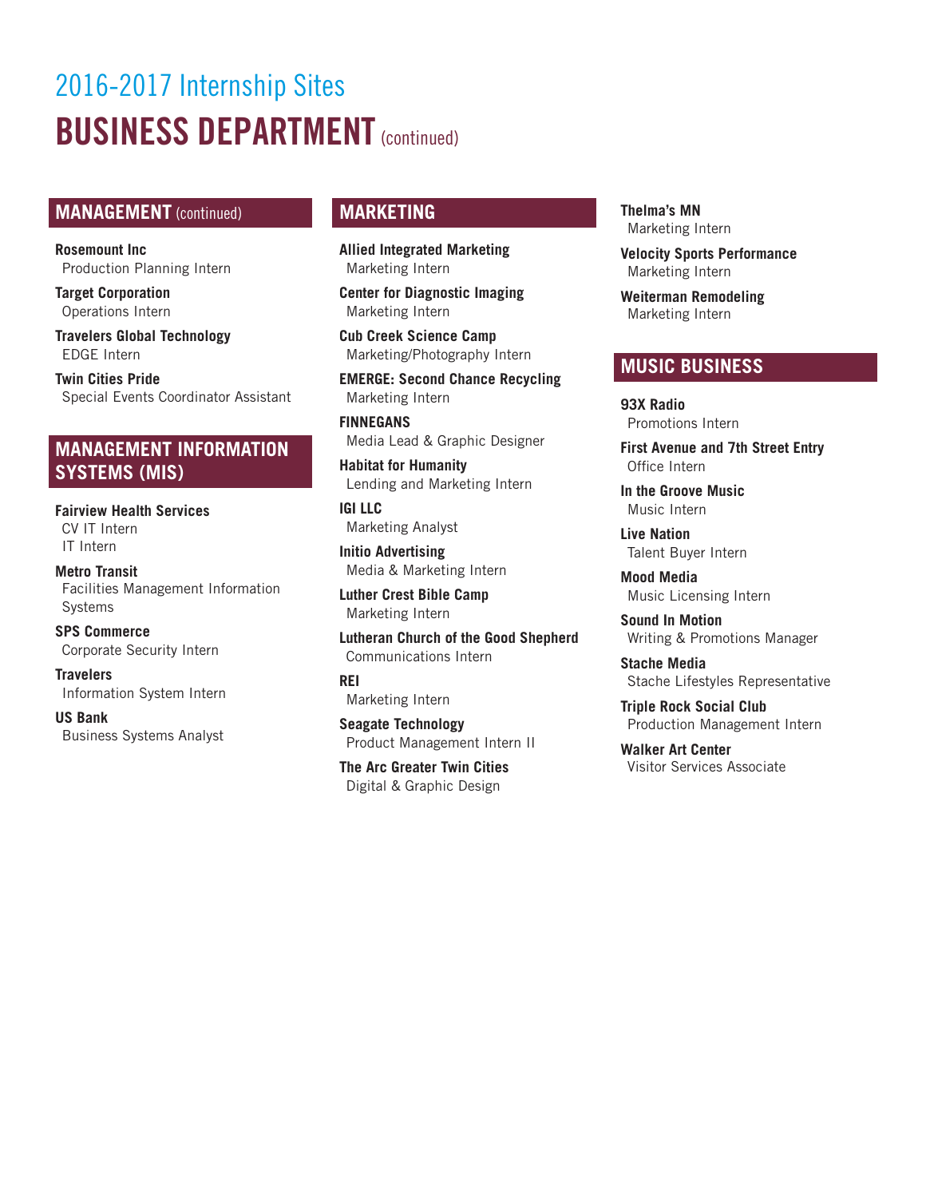# 2016-2017 Internship Sites

# BUSINESS DEPARTMENT (continued)

## MANAGEMENT (continued)

**Rosemount Inc**
Production Planning Intern

**Target Corporation**
Operations Intern

**Travelers Global Technology**
EDGE Intern

**Twin Cities Pride**
Special Events Coordinator Assistant

## MANAGEMENT INFORMATION SYSTEMS (MIS)

**Fairview Health Services**
CV IT Intern
IT Intern

**Metro Transit**
Facilities Management Information Systems

**SPS Commerce**
Corporate Security Intern

**Travelers**
Information System Intern

**US Bank**
Business Systems Analyst

## MARKETING

**Allied Integrated Marketing**
Marketing Intern

**Center for Diagnostic Imaging**
Marketing Intern

**Cub Creek Science Camp**
Marketing/Photography Intern

**EMERGE: Second Chance Recycling**
Marketing Intern

**FINNEGANS**
Media Lead & Graphic Designer

**Habitat for Humanity**
Lending and Marketing Intern

**IGI LLC**
Marketing Analyst

**Initio Advertising**
Media & Marketing Intern

**Luther Crest Bible Camp**
Marketing Intern

**Lutheran Church of the Good Shepherd**
Communications Intern

**REI**
Marketing Intern

**Seagate Technology**
Product Management Intern II

**The Arc Greater Twin Cities**
Digital & Graphic Design

**Thelma's MN**
Marketing Intern

**Velocity Sports Performance**
Marketing Intern

**Weiterman Remodeling**
Marketing Intern

## MUSIC BUSINESS

**93X Radio**
Promotions Intern

**First Avenue and 7th Street Entry**
Office Intern

**In the Groove Music**
Music Intern

**Live Nation**
Talent Buyer Intern

**Mood Media**
Music Licensing Intern

**Sound In Motion**
Writing & Promotions Manager

**Stache Media**
Stache Lifestyles Representative

**Triple Rock Social Club**
Production Management Intern

**Walker Art Center**
Visitor Services Associate